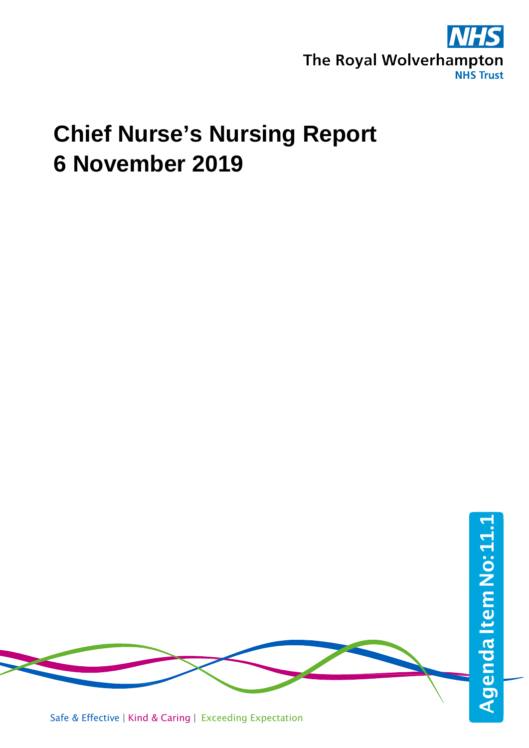NHS

The Royal Wolverhampton

NHS Trust

# Chief Nurse's Nursing Report
# 6 November 2019

Agenda Item No: 11.1

Safe & Effective | Kind & Caring | Exceeding Expectation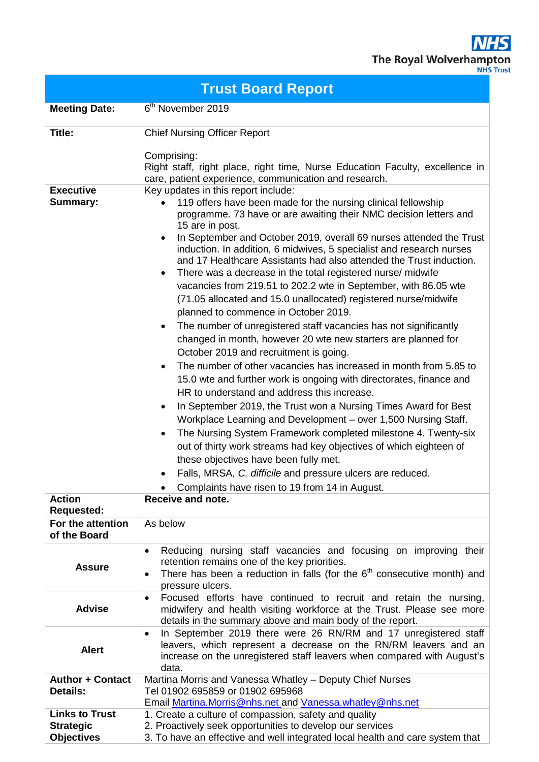![NHS The Royal Wolverhampton NHS Trust]

| Trust Board Report | |
|---|---|
| **Meeting Date:** | 6th November 2019 |
| **Title:** | Chief Nursing Officer Report<br><br>Comprising:<br>Right staff, right place, right time, Nurse Education Faculty, excellence in care, patient experience, communication and research. |
| **Executive Summary:** | Key updates in this report include:<br>• 119 offers have been made for the nursing clinical fellowship programme. 73 have or are awaiting their NMC decision letters and 15 are in post.<br>• In September and October 2019, overall 69 nurses attended the Trust induction. In addition, 6 midwives, 5 specialist and research nurses and 17 Healthcare Assistants had also attended the Trust induction.<br>• There was a decrease in the total registered nurse/ midwife vacancies from 219.51 to 202.2 wte in September, with 86.05 wte (71.05 allocated and 15.0 unallocated) registered nurse/midwife planned to commence in October 2019.<br>• The number of unregistered staff vacancies has not significantly changed in month, however 20 wte new starters are planned for October 2019 and recruitment is going.<br>• The number of other vacancies has increased in month from 5.85 to 15.0 wte and further work is ongoing with directorates, finance and HR to understand and address this increase.<br>• In September 2019, the Trust won a Nursing Times Award for Best Workplace Learning and Development – over 1,500 Nursing Staff.<br>• The Nursing System Framework completed milestone 4. Twenty-six out of thirty work streams had key objectives of which eighteen of these objectives have been fully met.<br>• Falls, MRSA, *C. difficile* and pressure ulcers are reduced.<br>• Complaints have risen to 19 from 14 in August. |
| **Action Requested:** | **Receive and note.** |
| **For the attention of the Board** | As below |
| **Assure** | • Reducing nursing staff vacancies and focusing on improving their retention remains one of the key priorities.<br>• There has been a reduction in falls (for the 6th consecutive month) and pressure ulcers. |
| **Advise** | • Focused efforts have continued to recruit and retain the nursing, midwifery and health visiting workforce at the Trust. Please see more details in the summary above and main body of the report. |
| **Alert** | • In September 2019 there were 26 RN/RM and 17 unregistered staff leavers, which represent a decrease on the RN/RM leavers and an increase on the unregistered staff leavers when compared with August's data. |
| **Author + Contact Details:** | Martina Morris and Vanessa Whatley – Deputy Chief Nurses<br>Tel 01902 695859 or 01902 695968<br>Email Martina.Morris@nhs.net and Vanessa.whatley@nhs.net |
| **Links to Trust Strategic Objectives** | 1. Create a culture of compassion, safety and quality<br>2. Proactively seek opportunities to develop our services<br>3. To have an effective and well integrated local health and care system that |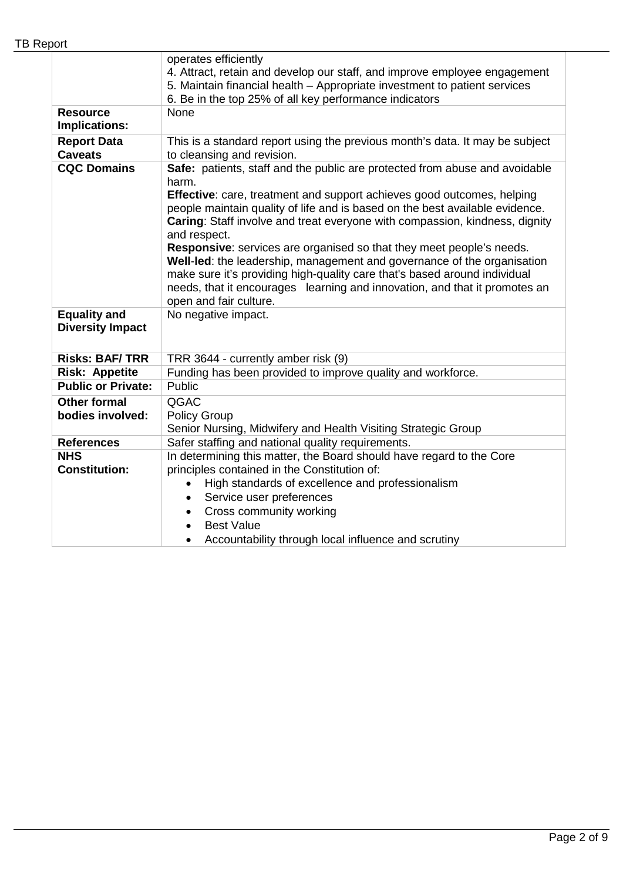| | |
|---|---|
| | operates efficiently<br>4. Attract, retain and develop our staff, and improve employee engagement<br>5. Maintain financial health – Appropriate investment to patient services<br>6. Be in the top 25% of all key performance indicators |
| **Resource Implications:** | None |
| **Report Data Caveats** | This is a standard report using the previous month's data. It may be subject to cleansing and revision. |
| **CQC Domains** | **Safe:** patients, staff and the public are protected from abuse and avoidable harm.<br>**Effective**: care, treatment and support achieves good outcomes, helping people maintain quality of life and is based on the best available evidence.<br>**Caring**: Staff involve and treat everyone with compassion, kindness, dignity and respect.<br>**Responsive**: services are organised so that they meet people's needs.<br>**Well-led**: the leadership, management and governance of the organisation make sure it's providing high-quality care that's based around individual needs, that it encourages learning and innovation, and that it promotes an open and fair culture. |
| **Equality and Diversity Impact** | No negative impact. |
| **Risks: BAF/ TRR** | TRR 3644 - currently amber risk (9) |
| **Risk: Appetite** | Funding has been provided to improve quality and workforce. |
| **Public or Private:** | Public |
| **Other formal bodies involved:** | QGAC<br>Policy Group<br>Senior Nursing, Midwifery and Health Visiting Strategic Group |
| **References** | Safer staffing and national quality requirements. |
| **NHS Constitution:** | In determining this matter, the Board should have regard to the Core principles contained in the Constitution of:<br>• High standards of excellence and professionalism<br>• Service user preferences<br>• Cross community working<br>• Best Value<br>• Accountability through local influence and scrutiny |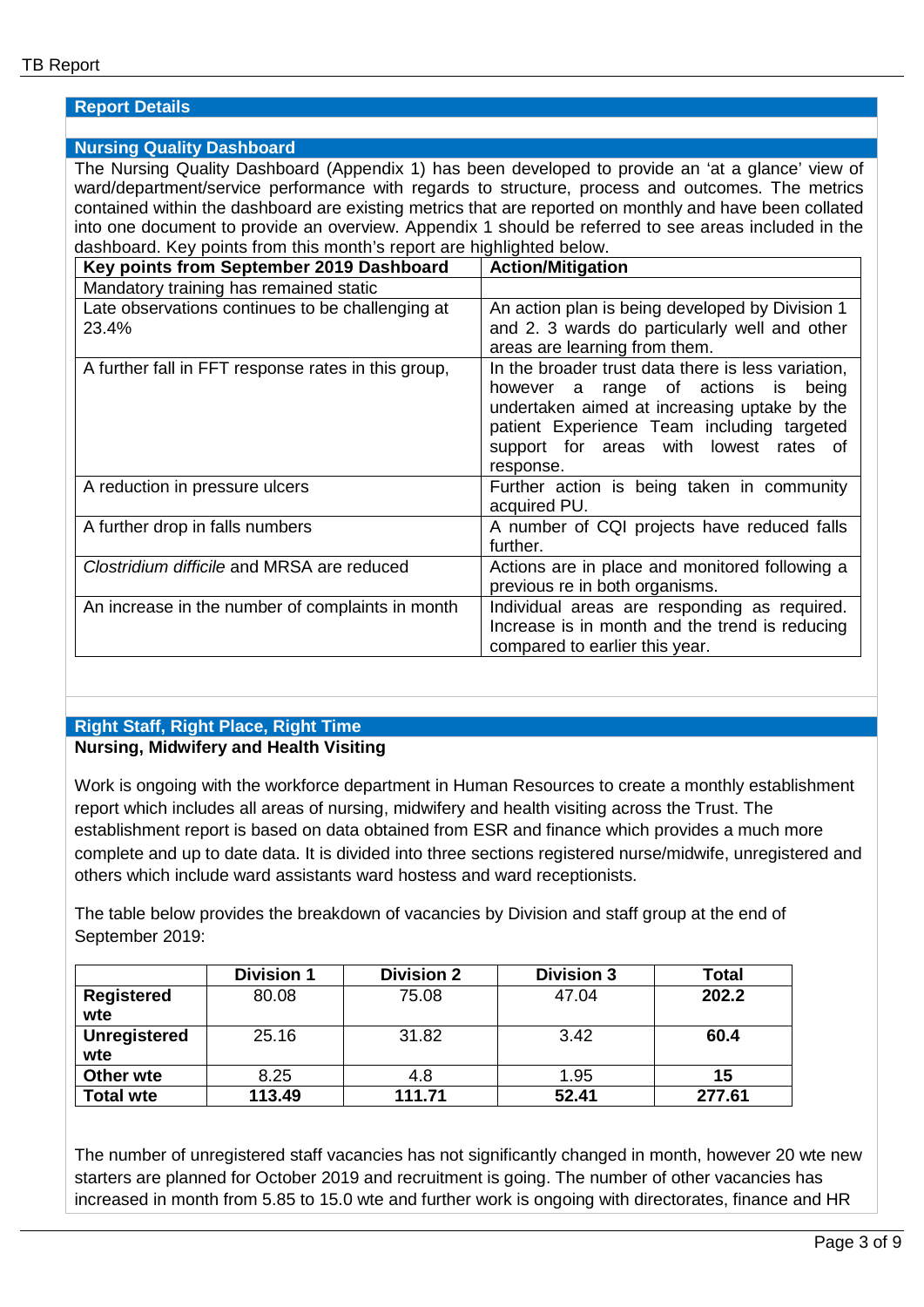## Report Details

## Nursing Quality Dashboard

The Nursing Quality Dashboard (Appendix 1) has been developed to provide an 'at a glance' view of ward/department/service performance with regards to structure, process and outcomes. The metrics contained within the dashboard are existing metrics that are reported on monthly and have been collated into one document to provide an overview. Appendix 1 should be referred to see areas included in the dashboard. Key points from this month's report are highlighted below.

| Key points from September 2019 Dashboard | Action/Mitigation |
|---|---|
| Mandatory training has remained static | |
| Late observations continues to be challenging at 23.4% | An action plan is being developed by Division 1 and 2. 3 wards do particularly well and other areas are learning from them. |
| A further fall in FFT response rates in this group, | In the broader trust data there is less variation, however a range of actions is being undertaken aimed at increasing uptake by the patient Experience Team including targeted support for areas with lowest rates of response. |
| A reduction in pressure ulcers | Further action is being taken in community acquired PU. |
| A further drop in falls numbers | A number of CQI projects have reduced falls further. |
| *Clostridium difficile* and MRSA are reduced | Actions are in place and monitored following a previous re in both organisms. |
| An increase in the number of complaints in month | Individual areas are responding as required. Increase is in month and the trend is reducing compared to earlier this year. |

## Right Staff, Right Place, Right Time

**Nursing, Midwifery and Health Visiting**

Work is ongoing with the workforce department in Human Resources to create a monthly establishment report which includes all areas of nursing, midwifery and health visiting across the Trust. The establishment report is based on data obtained from ESR and finance which provides a much more complete and up to date data. It is divided into three sections registered nurse/midwife, unregistered and others which include ward assistants ward hostess and ward receptionists.

The table below provides the breakdown of vacancies by Division and staff group at the end of September 2019:

| | Division 1 | Division 2 | Division 3 | Total |
|---|---|---|---|---|
| **Registered wte** | 80.08 | 75.08 | 47.04 | **202.2** |
| **Unregistered wte** | 25.16 | 31.82 | 3.42 | **60.4** |
| **Other wte** | 8.25 | 4.8 | 1.95 | **15** |
| **Total wte** | **113.49** | **111.71** | **52.41** | **277.61** |

The number of unregistered staff vacancies has not significantly changed in month, however 20 wte new starters are planned for October 2019 and recruitment is going. The number of other vacancies has increased in month from 5.85 to 15.0 wte and further work is ongoing with directorates, finance and HR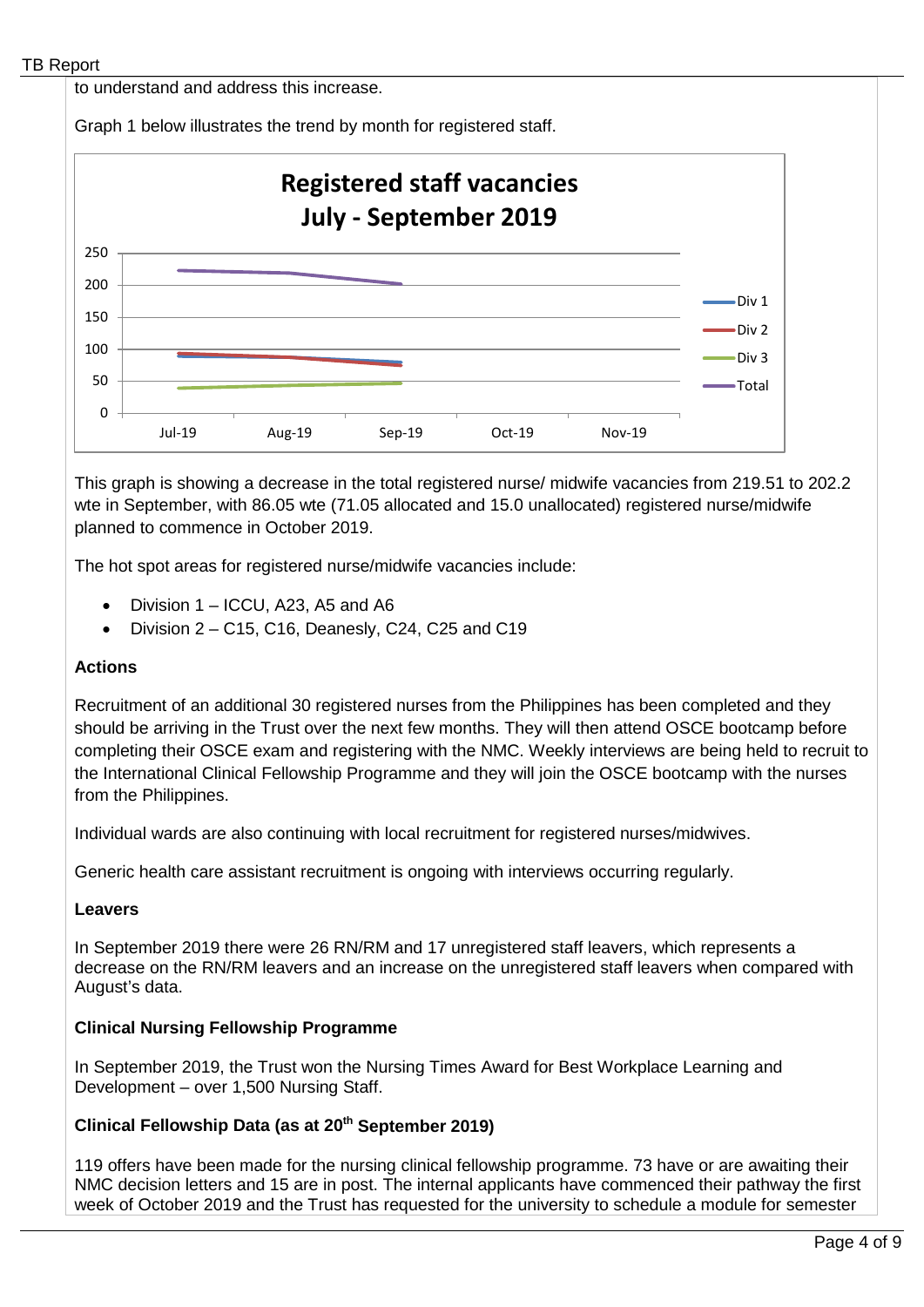to understand and address this increase.

Graph 1 below illustrates the trend by month for registered staff.

This graph is showing a decrease in the total registered nurse/ midwife vacancies from 219.51 to 202.2 wte in September, with 86.05 wte (71.05 allocated and 15.0 unallocated) registered nurse/midwife planned to commence in October 2019.

The hot spot areas for registered nurse/midwife vacancies include:

- Division 1 – ICCU, A23, A5 and A6
- Division 2 – C15, C16, Deanesly, C24, C25 and C19

**Actions**

Recruitment of an additional 30 registered nurses from the Philippines has been completed and they should be arriving in the Trust over the next few months. They will then attend OSCE bootcamp before completing their OSCE exam and registering with the NMC. Weekly interviews are being held to recruit to the International Clinical Fellowship Programme and they will join the OSCE bootcamp with the nurses from the Philippines.

Individual wards are also continuing with local recruitment for registered nurses/midwives.

Generic health care assistant recruitment is ongoing with interviews occurring regularly.

**Leavers**

In September 2019 there were 26 RN/RM and 17 unregistered staff leavers, which represents a decrease on the RN/RM leavers and an increase on the unregistered staff leavers when compared with August's data.

**Clinical Nursing Fellowship Programme**

In September 2019, the Trust won the Nursing Times Award for Best Workplace Learning and Development – over 1,500 Nursing Staff.

**Clinical Fellowship Data (as at 20th September 2019)**

119 offers have been made for the nursing clinical fellowship programme. 73 have or are awaiting their NMC decision letters and 15 are in post. The internal applicants have commenced their pathway the first week of October 2019 and the Trust has requested for the university to schedule a module for semester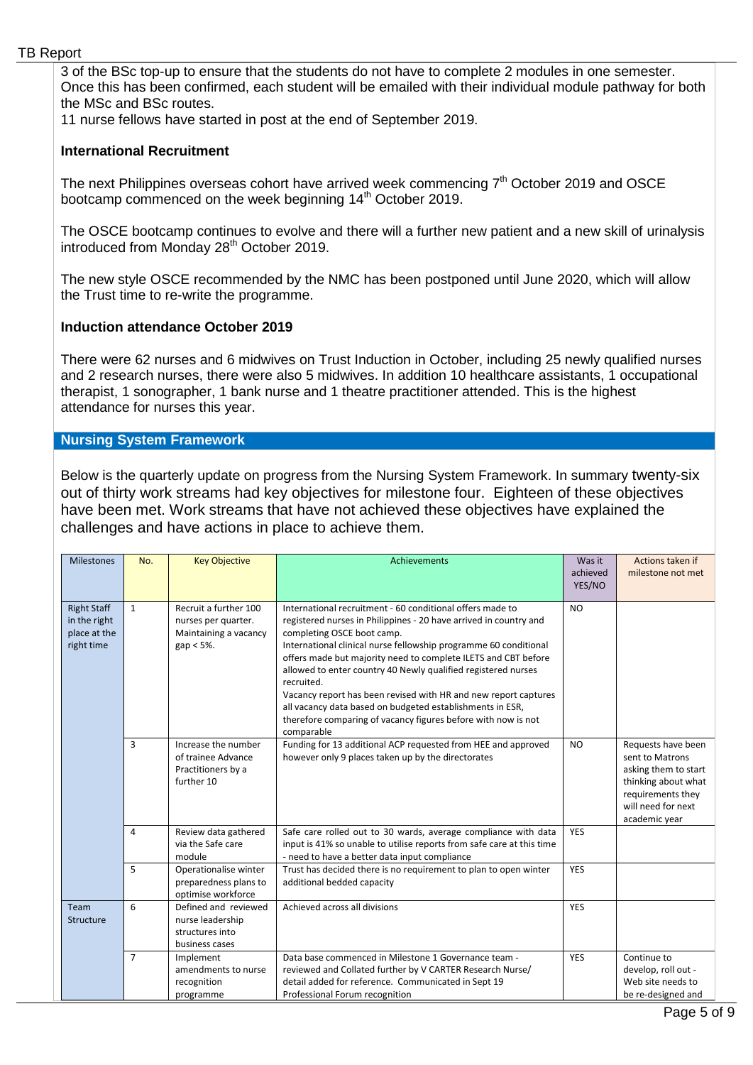3 of the BSc top-up to ensure that the students do not have to complete 2 modules in one semester. Once this has been confirmed, each student will be emailed with their individual module pathway for both the MSc and BSc routes.

11 nurse fellows have started in post at the end of September 2019.

**International Recruitment**

The next Philippines overseas cohort have arrived week commencing 7th October 2019 and OSCE bootcamp commenced on the week beginning 14th October 2019.

The OSCE bootcamp continues to evolve and there will a further new patient and a new skill of urinalysis introduced from Monday 28th October 2019.

The new style OSCE recommended by the NMC has been postponed until June 2020, which will allow the Trust time to re-write the programme.

**Induction attendance October 2019**

There were 62 nurses and 6 midwives on Trust Induction in October, including 25 newly qualified nurses and 2 research nurses, there were also 5 midwives. In addition 10 healthcare assistants, 1 occupational therapist, 1 sonographer, 1 bank nurse and 1 theatre practitioner attended. This is the highest attendance for nurses this year.

## Nursing System Framework

Below is the quarterly update on progress from the Nursing System Framework. In summary twenty-six out of thirty work streams had key objectives for milestone four. Eighteen of these objectives have been met. Work streams that have not achieved these objectives have explained the challenges and have actions in place to achieve them.

| Milestones | No. | Key Objective | Achievements | Was it achieved YES/NO | Actions taken if milestone not met |
|---|---|---|---|---|---|
| Right Staff in the right place at the right time | 1 | Recruit a further 100 nurses per quarter. Maintaining a vacancy gap < 5%. | International recruitment - 60 conditional offers made to registered nurses in Philippines - 20 have arrived in country and completing OSCE boot camp. International clinical nurse fellowship programme 60 conditional offers made but majority need to complete ILETS and CBT before allowed to enter country 40 Newly qualified registered nurses recruited. Vacancy report has been revised with HR and new report captures all vacancy data based on budgeted establishments in ESR, therefore comparing of vacancy figures before with now is not comparable | NO | |
| | 3 | Increase the number of trainee Advance Practitioners by a further 10 | Funding for 13 additional ACP requested from HEE and approved however only 9 places taken up by the directorates | NO | Requests have been sent to Matrons asking them to start thinking about what requirements they will need for next academic year |
| | 4 | Review data gathered via the Safe care module | Safe care rolled out to 30 wards, average compliance with data input is 41% so unable to utilise reports from safe care at this time - need to have a better data input compliance | YES | |
| | 5 | Operationalise winter preparedness plans to optimise workforce | Trust has decided there is no requirement to plan to open winter additional bedded capacity | YES | |
| Team Structure | 6 | Defined and reviewed nurse leadership structures into business cases | Achieved across all divisions | YES | |
| | 7 | Implement amendments to nurse recognition programme | Data base commenced in Milestone 1 Governance team - reviewed and Collated further by V CARTER Research Nurse/ detail added for reference. Communicated in Sept 19 Professional Forum recognition | YES | Continue to develop, roll out - Web site needs to be re-designed and |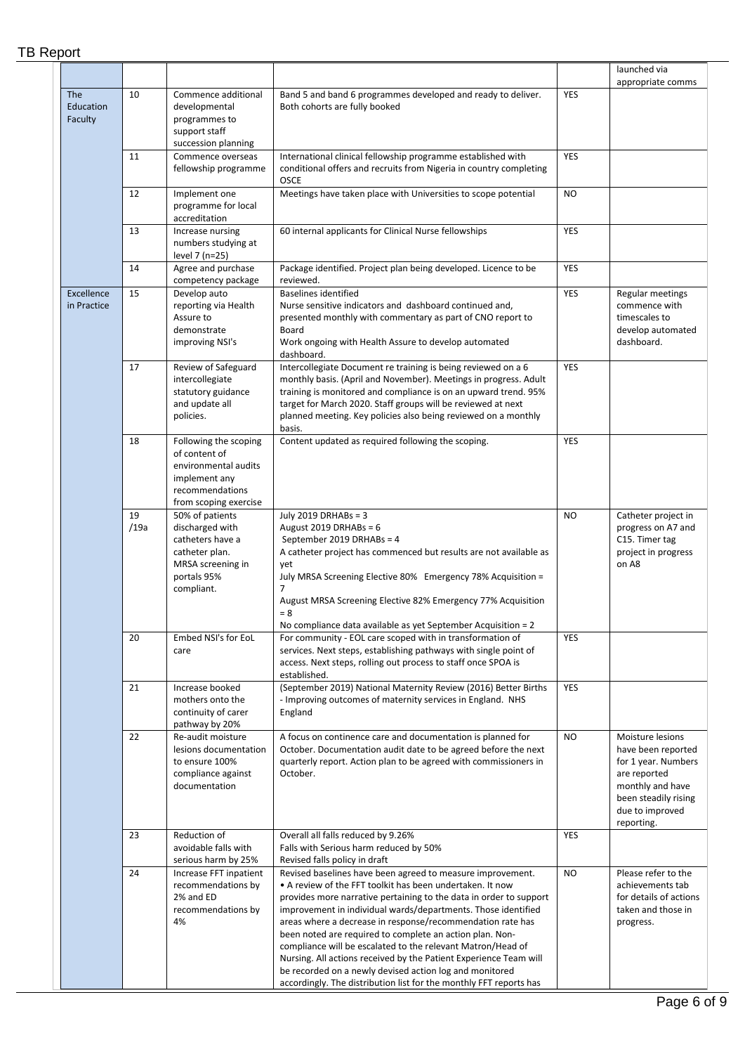| | | | | | |
|---|---|---|---|---|---|
| | | | | | launched via appropriate comms |
| The Education Faculty | 10 | Commence additional developmental programmes to support staff succession planning | Band 5 and band 6 programmes developed and ready to deliver. Both cohorts are fully booked | YES | |
| | 11 | Commence overseas fellowship programme | International clinical fellowship programme established with conditional offers and recruits from Nigeria in country completing OSCE | YES | |
| | 12 | Implement one programme for local accreditation | Meetings have taken place with Universities to scope potential | NO | |
| | 13 | Increase nursing numbers studying at level 7 (n=25) | 60 internal applicants for Clinical Nurse fellowships | YES | |
| | 14 | Agree and purchase competency package | Package identified. Project plan being developed. Licence to be reviewed. | YES | |
| Excellence in Practice | 15 | Develop auto reporting via Health Assure to demonstrate improving NSI's | Baselines identified<br>Nurse sensitive indicators and dashboard continued and, presented monthly with commentary as part of CNO report to Board<br>Work ongoing with Health Assure to develop automated dashboard. | YES | Regular meetings commence with timescales to develop automated dashboard. |
| | 17 | Review of Safeguard intercollegiate statutory guidance and update all policies. | Intercollegiate Document re training is being reviewed on a 6 monthly basis. (April and November). Meetings in progress. Adult training is monitored and compliance is on an upward trend. 95% target for March 2020. Staff groups will be reviewed at next planned meeting. Key policies also being reviewed on a monthly basis. | YES | |
| | 18 | Following the scoping of content of environmental audits implement any recommendations from scoping exercise | Content updated as required following the scoping. | YES | |
| | 19 /19a | 50% of patients discharged with catheters have a catheter plan. MRSA screening in portals 95% compliant. | July 2019 DRHABs = 3<br>August 2019 DRHABs = 6<br>September 2019 DRHABs = 4<br>A catheter project has commenced but results are not available as yet<br>July MRSA Screening Elective 80% Emergency 78% Acquisition = 7<br>August MRSA Screening Elective 82% Emergency 77% Acquisition = 8<br>No compliance data available as yet September Acquisition = 2 | NO | Catheter project in progress on A7 and C15. Timer tag project in progress on A8 |
| | 20 | Embed NSI's for EoL care | For community - EOL care scoped with in transformation of services. Next steps, establishing pathways with single point of access. Next steps, rolling out process to staff once SPOA is established. | YES | |
| | 21 | Increase booked mothers onto the continuity of carer pathway by 20% | (September 2019) National Maternity Review (2016) Better Births - Improving outcomes of maternity services in England. NHS England | YES | |
| | 22 | Re-audit moisture lesions documentation to ensure 100% compliance against documentation | A focus on continence care and documentation is planned for October. Documentation audit date to be agreed before the next quarterly report. Action plan to be agreed with commissioners in October. | NO | Moisture lesions have been reported for 1 year. Numbers are reported monthly and have been steadily rising due to improved reporting. |
| | 23 | Reduction of avoidable falls with serious harm by 25% | Overall all falls reduced by 9.26%<br>Falls with Serious harm reduced by 50%<br>Revised falls policy in draft | YES | |
| | 24 | Increase FFT inpatient recommendations by 2% and ED recommendations by 4% | Revised baselines have been agreed to measure improvement.<br>• A review of the FFT toolkit has been undertaken. It now provides more narrative pertaining to the data in order to support improvement in individual wards/departments. Those identified areas where a decrease in response/recommendation rate has been noted are required to complete an action plan. Non-compliance will be escalated to the relevant Matron/Head of Nursing. All actions received by the Patient Experience Team will be recorded on a newly devised action log and monitored accordingly. The distribution list for the monthly FFT reports has | NO | Please refer to the achievements tab for details of actions taken and those in progress. |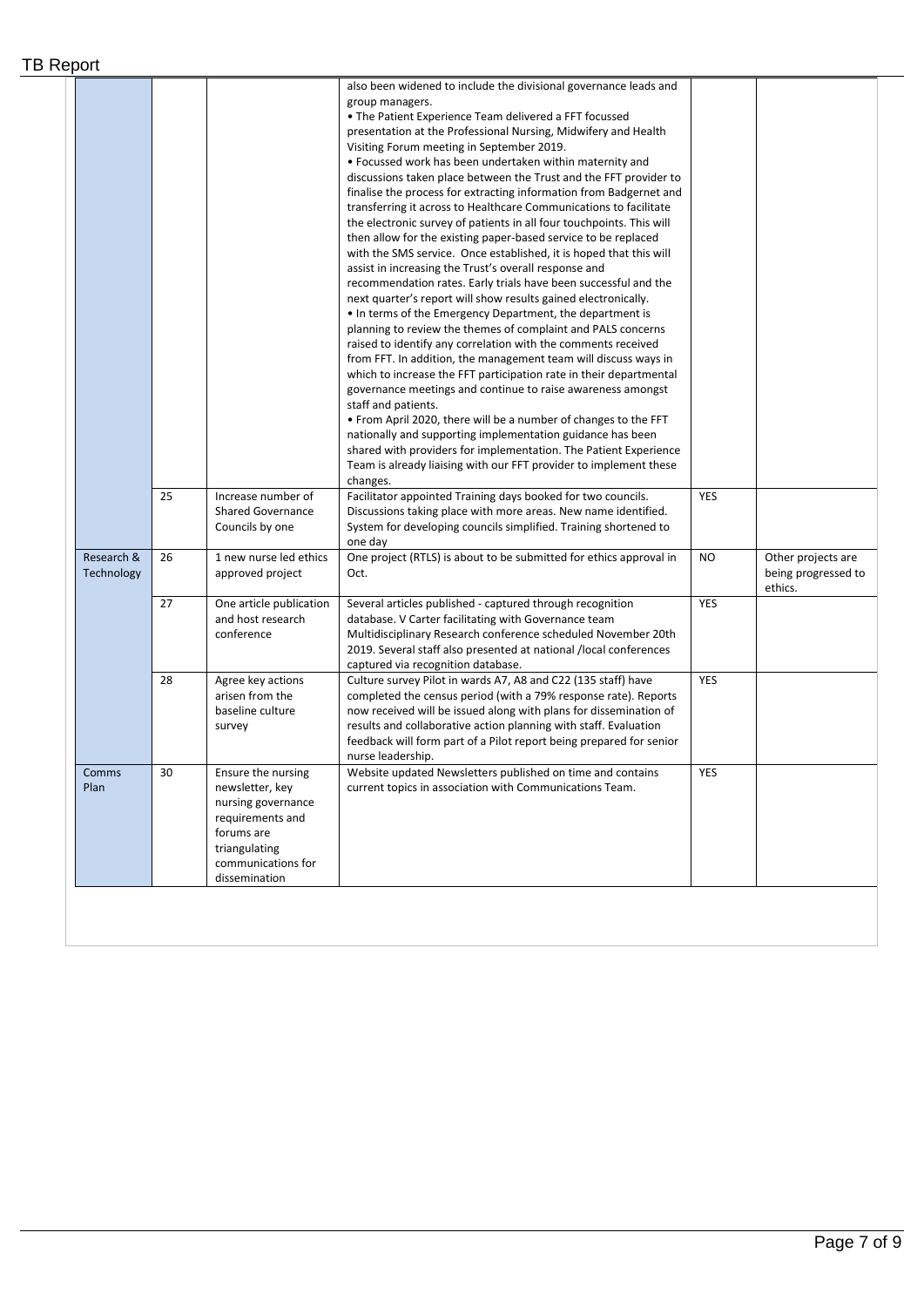| | | | | | |
|---|---|---|---|---|---|
| | | | also been widened to include the divisional governance leads and group managers.<br>• The Patient Experience Team delivered a FFT focussed presentation at the Professional Nursing, Midwifery and Health Visiting Forum meeting in September 2019.<br>• Focussed work has been undertaken within maternity and discussions taken place between the Trust and the FFT provider to finalise the process for extracting information from Badgernet and transferring it across to Healthcare Communications to facilitate the electronic survey of patients in all four touchpoints. This will then allow for the existing paper-based service to be replaced with the SMS service. Once established, it is hoped that this will assist in increasing the Trust's overall response and recommendation rates. Early trials have been successful and the next quarter's report will show results gained electronically.<br>• In terms of the Emergency Department, the department is planning to review the themes of complaint and PALS concerns raised to identify any correlation with the comments received from FFT. In addition, the management team will discuss ways in which to increase the FFT participation rate in their departmental governance meetings and continue to raise awareness amongst staff and patients.<br>• From April 2020, there will be a number of changes to the FFT nationally and supporting implementation guidance has been shared with providers for implementation. The Patient Experience Team is already liaising with our FFT provider to implement these changes. | | |
| | 25 | Increase number of Shared Governance Councils by one | Facilitator appointed Training days booked for two councils. Discussions taking place with more areas. New name identified. System for developing councils simplified. Training shortened to one day | YES | |
| Research & Technology | 26 | 1 new nurse led ethics approved project | One project (RTLS) is about to be submitted for ethics approval in Oct. | NO | Other projects are being progressed to ethics. |
| | 27 | One article publication and host research conference | Several articles published - captured through recognition database. V Carter facilitating with Governance team Multidisciplinary Research conference scheduled November 20th 2019. Several staff also presented at national /local conferences captured via recognition database. | YES | |
| | 28 | Agree key actions arisen from the baseline culture survey | Culture survey Pilot in wards A7, A8 and C22 (135 staff) have completed the census period (with a 79% response rate). Reports now received will be issued along with plans for dissemination of results and collaborative action planning with staff. Evaluation feedback will form part of a Pilot report being prepared for senior nurse leadership. | YES | |
| Comms Plan | 30 | Ensure the nursing newsletter, key nursing governance requirements and forums are triangulating communications for dissemination | Website updated Newsletters published on time and contains current topics in association with Communications Team. | YES | |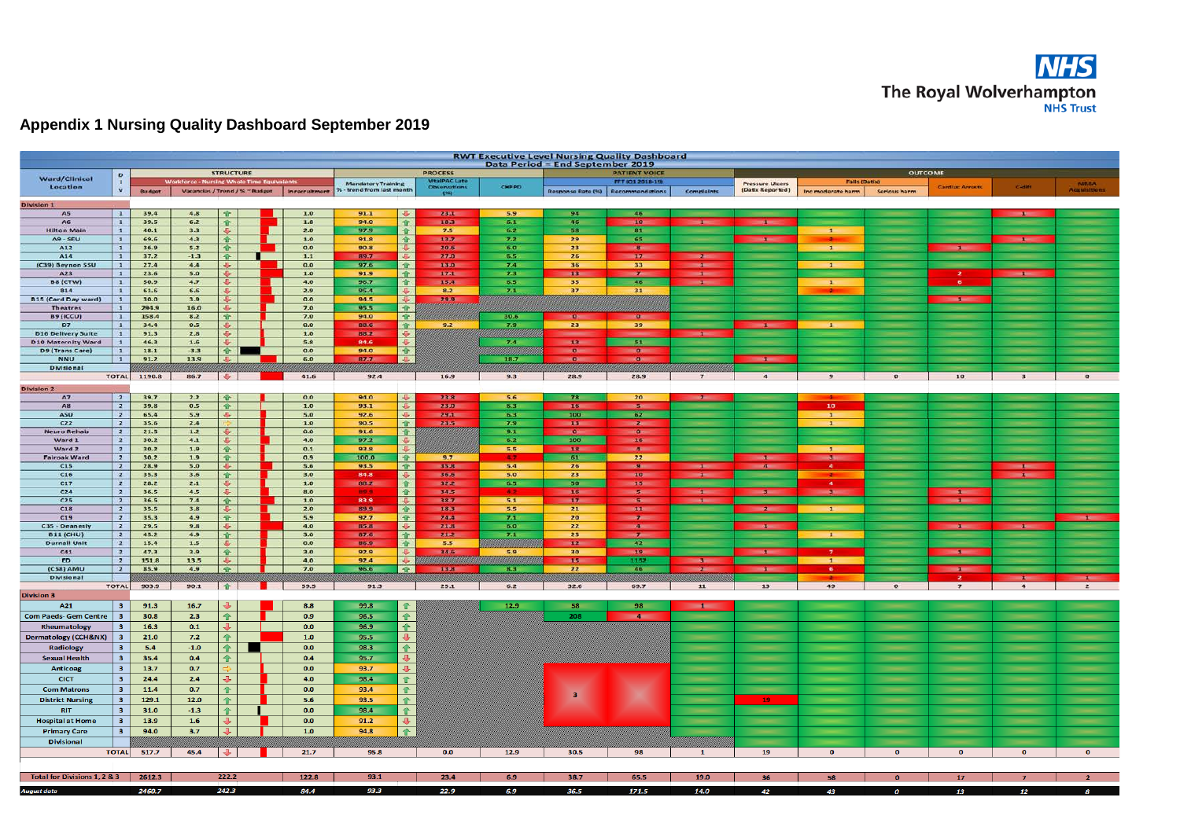# Appendix 1 Nursing Quality Dashboard September 2019

**RWT Executive Level Nursing Quality Dashboard**
**Data Period = End September 2019**

| Ward/Clinical Location | Div | STRUCTURE: Workforce - Nursing Whole Time Equivalents: Budget | Vacancies / Trend / % ~Budget | | | In recruitment | PROCESS: Mandatory Training % - trend from last month | | VitalPAC Late Observations (%) | CHPPD | PATIENT VOICE: FFT (Q1 2018-19) Response Rate (%) | Recommendations | Complaints | OUTCOME: Pressure Ulcers (Datix Reported) | Falls (Datix): Inc moderate harm | Serious harm | Cardiac Arrests | C-diff | MRSA Acquisitions |
|---|---|---|---|---|---|---|---|---|---|---|---|---|---|---|---|---|---|---|---|
| **Division 1** | | | | | | | | | | | | | | | | | | | |
| A5 | 1 | 39.4 | 4.8 | ↑ | | 1.0 | 91.1 | ↓ | 23.1 | 5.9 | 94 | 46 | | | | | | 1 | |
| A6 | 1 | 39.5 | 6.2 | ↑ | | 1.8 | 94.0 | ↑ | 18.3 | 6.1 | 46 | 10 | 1 | 1 | | | | | |
| Hilton Main | 1 | 40.1 | 3.3 | ↓ | | 2.0 | 97.9 | ↑ | 7.5 | 6.2 | 58 | 81 | | | 1 | | | | |
| A9 - SEU | 1 | 69.6 | 4.3 | ↑ | | 1.0 | 91.8 | ↑ | 13.7 | 7.2 | 29 | 65 | | 1 | 2 | | | 1 | |
| A12 | 1 | 36.9 | 5.2 | ↑ | | 0.0 | 90.8 | ↓ | 20.6 | 6.0 | 23 | 8 | | | 1 | | 1 | | |
| A14 | 1 | 37.2 | -1.3 | ↑ | | 1.1 | 89.7 | ↓ | 27.0 | 6.5 | 26 | 17 | 2 | | | | | | |
| (C39) Beynon SSU | 1 | 27.4 | 4.4 | ↓ | | 0.0 | 97.6 | ↑ | 13.0 | 7.4 | 36 | 33 | 1 | | 1 | | | | |
| A23 | 1 | 23.6 | 5.0 | ↓ | | 1.0 | 91.9 | ↑ | 17.1 | 7.3 | 13 | 2 | 1 | | | | 2 | 1 | |
| B8 (CTW) | 1 | 50.9 | 4.7 | ↓ | | 4.0 | 96.7 | ↑ | 15.4 | 6.5 | 35 | 46 | 1 | | 1 | | 6 | | |
| B14 | 1 | 61.6 | 6.6 | ↓ | | 2.9 | 95.4 | ↓ | 8.2 | 7.1 | 37 | 31 | | | 2 | | | | |
| B15 (Card Day ward) | 1 | 30.0 | 3.8 | ↓ | | 0.0 | 94.5 | ↓ | 29.8 | | | | | | | | 1 | | |
| Theatres | 1 | 294.9 | 16.0 | ↓ | | 7.0 | 95.5 | ↑ | | | | | | | | | | | |
| B9 (ICCU) | 1 | 158.4 | 8.2 | ↑ | | 7.0 | 94.0 | ↑ | | 30.8 | 0 | 0 | | | | | | | |
| D7 | 1 | 34.4 | 0.5 | ↓ | | 0.0 | 88.6 | ↓ | 9.2 | 7.9 | 23 | 39 | | 1 | 1 | | | | |
| D16 Delivery Suite | 1 | 91.3 | 2.8 | ↓ | | 1.0 | 88.2 | ↓ | | | | | 1 | | | | | | |
| D10 Maternity Ward | 1 | 46.3 | 1.6 | ↓ | | 5.8 | 84.6 | ↓ | | 7.4 | 13 | 51 | | | | | | | |
| D9 (Trans Care) | 1 | 18.1 | -3.3 | ↑ | | 0.0 | 94.0 | ↑ | | | 0 | 0 | | | | | | | |
| NNU | 1 | 91.2 | 13.9 | ↓ | | 6.0 | 87.7 | ↓ | | 18.7 | 0 | 0 | | 1 | | | | | |
| Divisional | | | | | | | | | | | | | | | | | | | |
| TOTAL | | 1190.8 | 86.7 | ↓ | | 41.6 | 92.4 | | 16.9 | 9.3 | 28.9 | 28.9 | 7 | 4 | 9 | 0 | 10 | 3 | 0 |
| **Division 2** | | | | | | | | | | | | | | | | | | | |
| A7 | 2 | 34.7 | 2.2 | ↑ | | 0.0 | 94.0 | ↓ | 23.8 | 5.6 | 78 | 20 | 2 | | 3 | | | | |
| A8 | 2 | 39.8 | 0.5 | ↑ | | 1.0 | 93.1 | ↓ | 23.0 | 6.3 | 16 | 5 | | | 10 | | | | |
| ASU | 2 | 65.4 | 5.9 | ↓ | | 5.0 | 92.6 | ↓ | 29.1 | 6.3 | 100 | 62 | | | 1 | | | | |
| C22 | 2 | 35.6 | 2.4 | ⇨ | | 1.0 | 90.5 | ↑ | 23.5 | 7.9 | 13 | 2 | | | 1 | | | | |
| Neuro Rehab | 2 | 21.5 | 1.2 | ↓ | | 0.0 | 91.6 | ↑ | | 9.1 | 0 | 0 | | | | | | | |
| Ward 1 | 2 | 30.2 | 4.1 | ↓ | | 4.0 | 97.2 | ↓ | | 6.2 | 100 | 16 | | | | | | | |
| Ward 2 | 2 | 30.3 | 1.9 | ↑ | | 0.1 | 93.8 | ↓ | | 5.5 | 13 | 4 | | | 1 | | | | |
| Fairoak Ward | 2 | 30.2 | 1.9 | ↑ | | 0.9 | 100.0 | ↑ | 9.7 | 4.7 | 61 | 22 | | 1 | 3 | | | | |
| C15 | 2 | 28.9 | 5.0 | ↓ | | 5.6 | 93.5 | ↑ | 35.8 | 5.4 | 26 | 9 | 1 | 4 | 4 | | | 1 | |
| C16 | 2 | 35.3 | 3.6 | ↑ | | 3.0 | 84.8 | ↓ | 36.8 | 5.0 | 23 | 10 | 1 | | 2 | | | 1 | |
| C17 | 2 | 26.2 | 2.1 | ↓ | | 1.0 | 88.2 | ↑ | 32.2 | 6.5 | 50 | 15 | | | 4 | | | | |
| C24 | 2 | 36.5 | 4.5 | ↓ | | 8.0 | 80.4 | ↑ | 34.5 | 6.2 | 16 | 5 | 1 | 3 | 3 | | 1 | | |
| C25 | 2 | 36.5 | 7.4 | ↑ | | 1.0 | 83.4 | ↓ | 38.7 | 5.1 | 17 | 5 | 1 | | | | 1 | | |
| C18 | 2 | 35.5 | 3.8 | ↓ | | 2.0 | 89.9 | ↑ | 18.3 | 5.5 | 21 | 11 | | 2 | 1 | | | | |
| C19 | 2 | 35.3 | 4.9 | ↑ | | 5.9 | 92.7 | ↑ | 24.4 | 7.1 | 20 | 7 | | | | | | | 1 |
| C35 - Deanesly | 2 | 29.5 | 9.8 | ↓ | | 4.0 | 85.8 | ↓ | 21.8 | 6.0 | 22 | 4 | | 1 | | | 1 | 1 | |
| B11 (CHU) | 2 | 45.2 | 4.9 | ↑ | | 3.0 | 87.6 | ↑ | 21.2 | 7.1 | 25 | 7 | | | 1 | | | | |
| Durnall Unit | 2 | 15.4 | 1.5 | ↓ | | 0.0 | 86.9 | ↑ | 5.5 | | 12 | 42 | | | | | | | |
| C41 | 2 | 47.3 | 3.9 | ↑ | | 3.0 | 92.9 | ↓ | 34.6 | 5.9 | 30 | 19 | | 1 | 7 | | 1 | | |
| ED | 2 | 151.8 | 13.5 | ↓ | | 4.0 | 92.4 | ↓ | | | 15 | 1182 | 3 | | 1 | | | | |
| (C58) AMU | 2 | 85.9 | 4.9 | ↑ | | 7.0 | 96.6 | ↑ | 13.8 | 8.3 | 22 | 46 | 2 | 1 | 6 | | 1 | | |
| Divisional | | | | | | | | | | | | | | | 2 | | 2 | 1 | 1 |
| TOTAL | | 903.9 | 90.1 | ↑ | | 59.5 | 91.3 | | 25.1 | 6.2 | 32.6 | 69.7 | 11 | 13 | 49 | 0 | 7 | 4 | 2 |
| **Division 3** | | | | | | | | | | | | | | | | | | | |
| A21 | 3 | 91.3 | 16.7 | ↓ | | 8.8 | 99.8 | ↑ | | 12.9 | 58 | 98 | 1 | | | | | | |
| Com Paeds- Gem Centre | 3 | 30.8 | 2.3 | ↑ | | 0.9 | 96.5 | ↑ | | | 208 | 4 | | | | | | | |
| Rheumatology | 3 | 16.3 | 0.1 | ↓ | | 0.0 | 96.9 | ↑ | | | | | | | | | | | |
| Dermatology (CCH&NX) | 3 | 21.0 | 7.2 | ↑ | | 1.0 | 95.5 | ↓ | | | | | | | | | | | |
| Radiology | 3 | 5.4 | -1.0 | ↑ | | 0.0 | 98.3 | ↑ | | | | | | | | | | | |
| Sexual Health | 3 | 35.4 | 0.4 | ↑ | | 0.4 | 95.7 | ↓ | | | | | | | | | | | |
| Anticoag | 3 | 13.7 | 0.7 | ⇨ | | 0.0 | 93.7 | ↓ | | | | | | | | | | | |
| CICT | 3 | 24.4 | 2.4 | ↓ | | 4.0 | 98.4 | ↑ | | | | | | | | | | | |
| Com Matrons | 3 | 11.4 | 0.7 | ↑ | | 0.0 | 93.4 | ↑ | | | 3 | | | | | | | | |
| District Nursing | 3 | 129.1 | 12.0 | ↑ | | 5.6 | 93.5 | ↑ | | | | | | 19 | | | | | |
| RIT | 3 | 31.0 | -1.3 | ↑ | | 0.0 | 98.4 | ↑ | | | | | | | | | | | |
| Hospital at Home | 3 | 13.9 | 1.6 | ↓ | | 0.0 | 91.2 | ↓ | | | | | | | | | | | |
| Primary Care | 3 | 94.0 | 3.7 | ↓ | | 1.0 | 94.8 | ↑ | | | | | | | | | | | |
| Divisional | | | | | | | | | | | | | | | | | | | |
| TOTAL | | 517.7 | 45.4 | ↓ | | 21.7 | 95.8 | | 0.0 | 12.9 | 30.5 | 98 | 1 | 19 | 0 | 0 | 0 | 0 | 0 |
| **Total for Divisions 1, 2 & 3** | | 2612.3 | 222.2 | | | 122.8 | 93.1 | | 23.4 | 6.9 | 38.7 | 65.5 | 19.0 | 36 | 58 | 0 | 17 | 7 | 2 |
| *August data* | | 2460.7 | 242.3 | | | 84.4 | 93.3 | | 22.9 | 6.9 | 36.5 | 171.5 | 14.0 | 42 | 43 | 0 | 13 | 12 | 8 |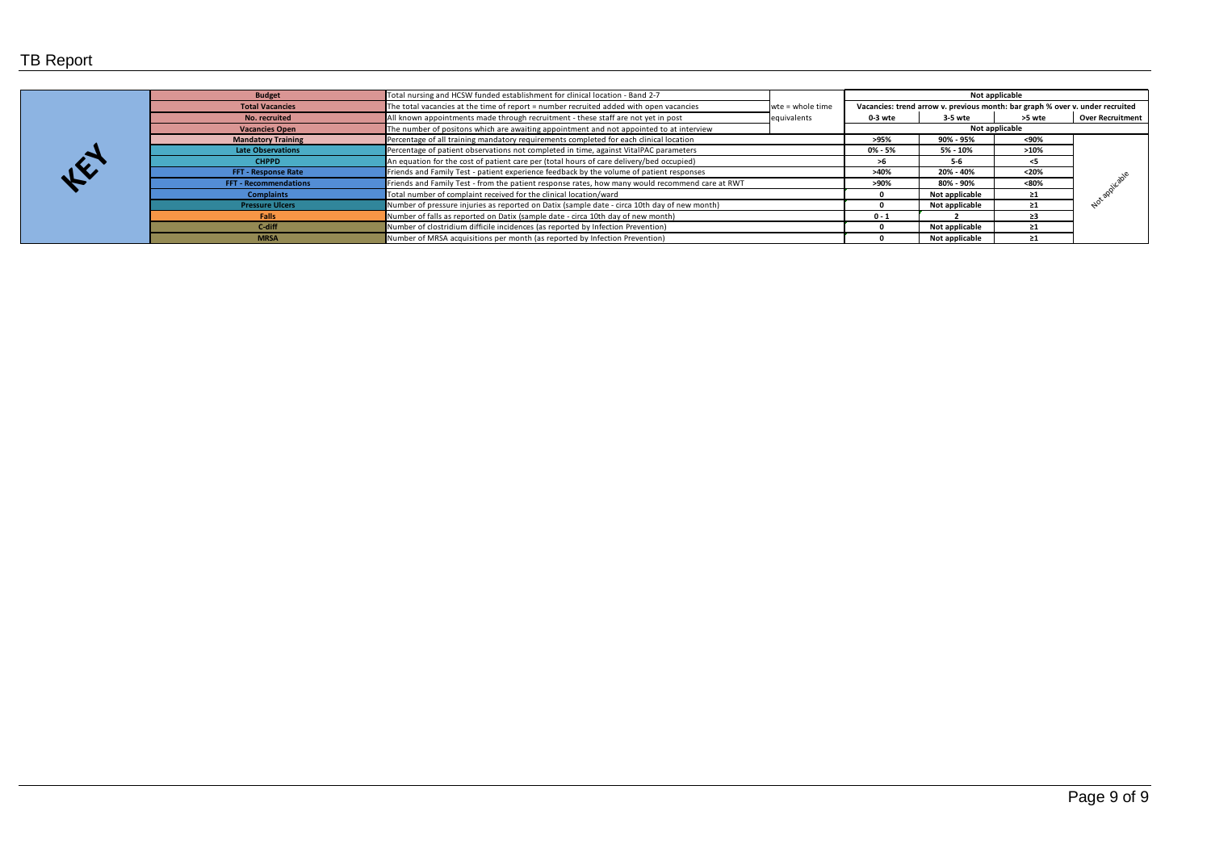# TB Report

| | | | | | | | |
|---|---|---|---|---|---|---|---|
| KEY | Budget | Total nursing and HCSW funded establishment for clinical location - Band 2-7 | wte = whole time equivalents | Not applicable | | | |
| | Total Vacancies | The total vacancies at the time of report = number recruited added with open vacancies | | Vacancies: trend arrow v. previous month: bar graph % over v. under recruited | | | |
| | No. recruited | All known appointments made through recruitment - these staff are not yet in post | | 0-3 wte | 3-5 wte | >5 wte | Over Recruitment |
| | Vacancies Open | The number of positons which are awaiting appointment and not appointed to at interview | | Not applicable | | | |
| | Mandatory Training | Percentage of all training mandatory requirements completed for each clinical location | | >95% | 90% - 95% | <90% | Not applicable |
| | Late Observations | Percentage of patient observations not completed in time, against VitalPAC parameters | | 0% - 5% | 5% - 10% | >10% | |
| | CHPPD | An equation for the cost of patient care per (total hours of care delivery/bed occupied) | | >6 | 5-6 | <5 | |
| | FFT - Response Rate | Friends and Family Test - patient experience feedback by the volume of patient responses | | >40% | 20% - 40% | <20% | |
| | FFT - Recommendations | Friends and Family Test - from the patient response rates, how many would recommend care at RWT | | >90% | 80% - 90% | <80% | |
| | Complaints | Total number of complaint received for the clinical location/ward | | 0 | Not applicable | ≥1 | |
| | Pressure Ulcers | Number of pressure injuries as reported on Datix (sample date - circa 10th day of new month) | | 0 | Not applicable | ≥1 | |
| | Falls | Number of falls as reported on Datix (sample date - circa 10th day of new month) | | 0 - 1 | 2 | ≥3 | |
| | C-diff | Number of clostridium difficile incidences (as reported by Infection Prevention) | | 0 | Not applicable | ≥1 | |
| | MRSA | Number of MRSA acquisitions per month (as reported by Infection Prevention) | | 0 | Not applicable | ≥1 | |